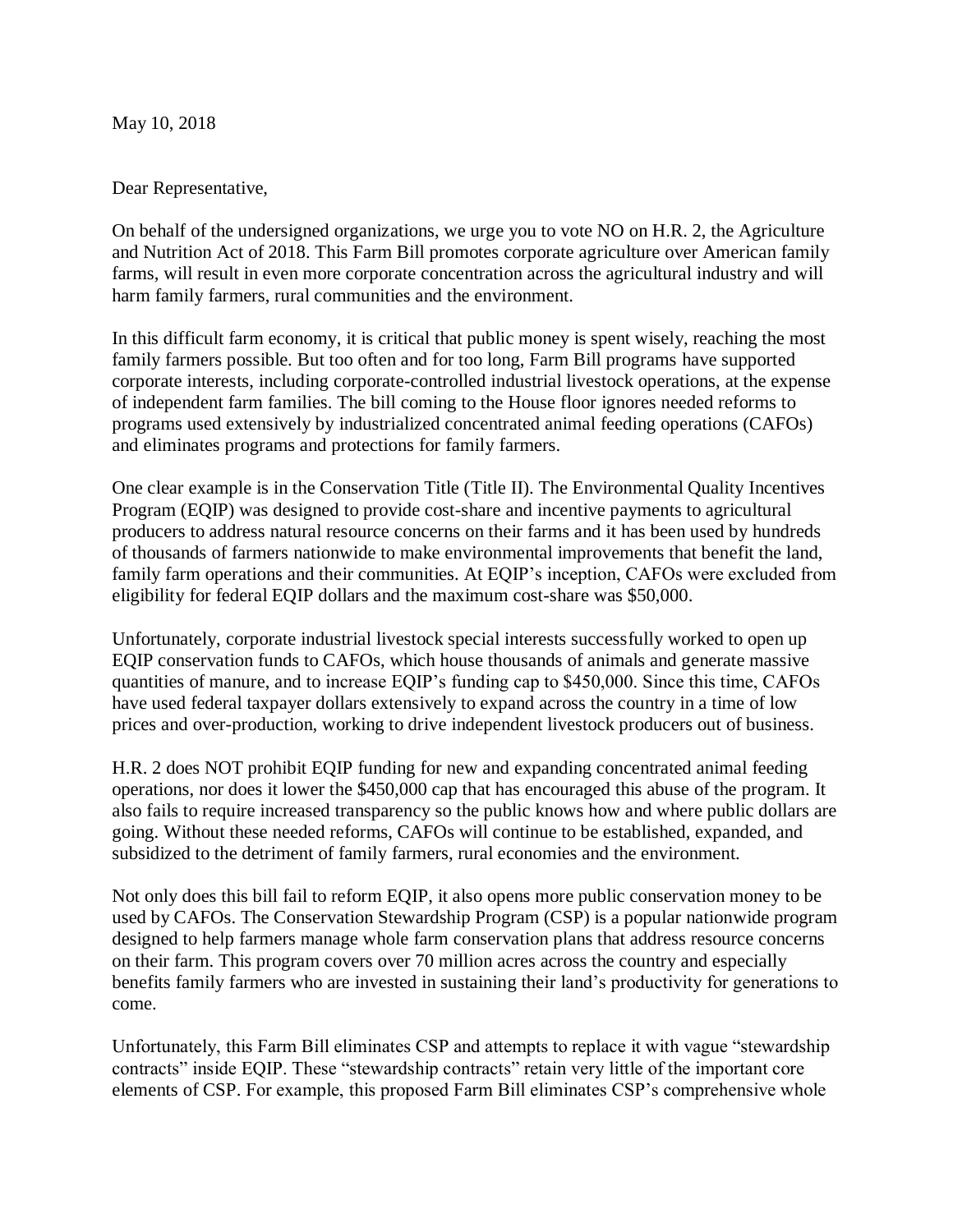May 10, 2018

Dear Representative,

On behalf of the undersigned organizations, we urge you to vote NO on H.R. 2, the Agriculture and Nutrition Act of 2018. This Farm Bill promotes corporate agriculture over American family farms, will result in even more corporate concentration across the agricultural industry and will harm family farmers, rural communities and the environment.

In this difficult farm economy, it is critical that public money is spent wisely, reaching the most family farmers possible. But too often and for too long, Farm Bill programs have supported corporate interests, including corporate-controlled industrial livestock operations, at the expense of independent farm families. The bill coming to the House floor ignores needed reforms to programs used extensively by industrialized concentrated animal feeding operations (CAFOs) and eliminates programs and protections for family farmers.

One clear example is in the Conservation Title (Title II). The Environmental Quality Incentives Program (EQIP) was designed to provide cost-share and incentive payments to agricultural producers to address natural resource concerns on their farms and it has been used by hundreds of thousands of farmers nationwide to make environmental improvements that benefit the land, family farm operations and their communities. At EQIP's inception, CAFOs were excluded from eligibility for federal EQIP dollars and the maximum cost-share was $50,000.

Unfortunately, corporate industrial livestock special interests successfully worked to open up EQIP conservation funds to CAFOs, which house thousands of animals and generate massive quantities of manure, and to increase EQIP's funding cap to $450,000. Since this time, CAFOs have used federal taxpayer dollars extensively to expand across the country in a time of low prices and over-production, working to drive independent livestock producers out of business.

H.R. 2 does NOT prohibit EQIP funding for new and expanding concentrated animal feeding operations, nor does it lower the $450,000 cap that has encouraged this abuse of the program. It also fails to require increased transparency so the public knows how and where public dollars are going. Without these needed reforms, CAFOs will continue to be established, expanded, and subsidized to the detriment of family farmers, rural economies and the environment.

Not only does this bill fail to reform EQIP, it also opens more public conservation money to be used by CAFOs. The Conservation Stewardship Program (CSP) is a popular nationwide program designed to help farmers manage whole farm conservation plans that address resource concerns on their farm. This program covers over 70 million acres across the country and especially benefits family farmers who are invested in sustaining their land's productivity for generations to come.

Unfortunately, this Farm Bill eliminates CSP and attempts to replace it with vague "stewardship contracts" inside EQIP. These "stewardship contracts" retain very little of the important core elements of CSP. For example, this proposed Farm Bill eliminates CSP's comprehensive whole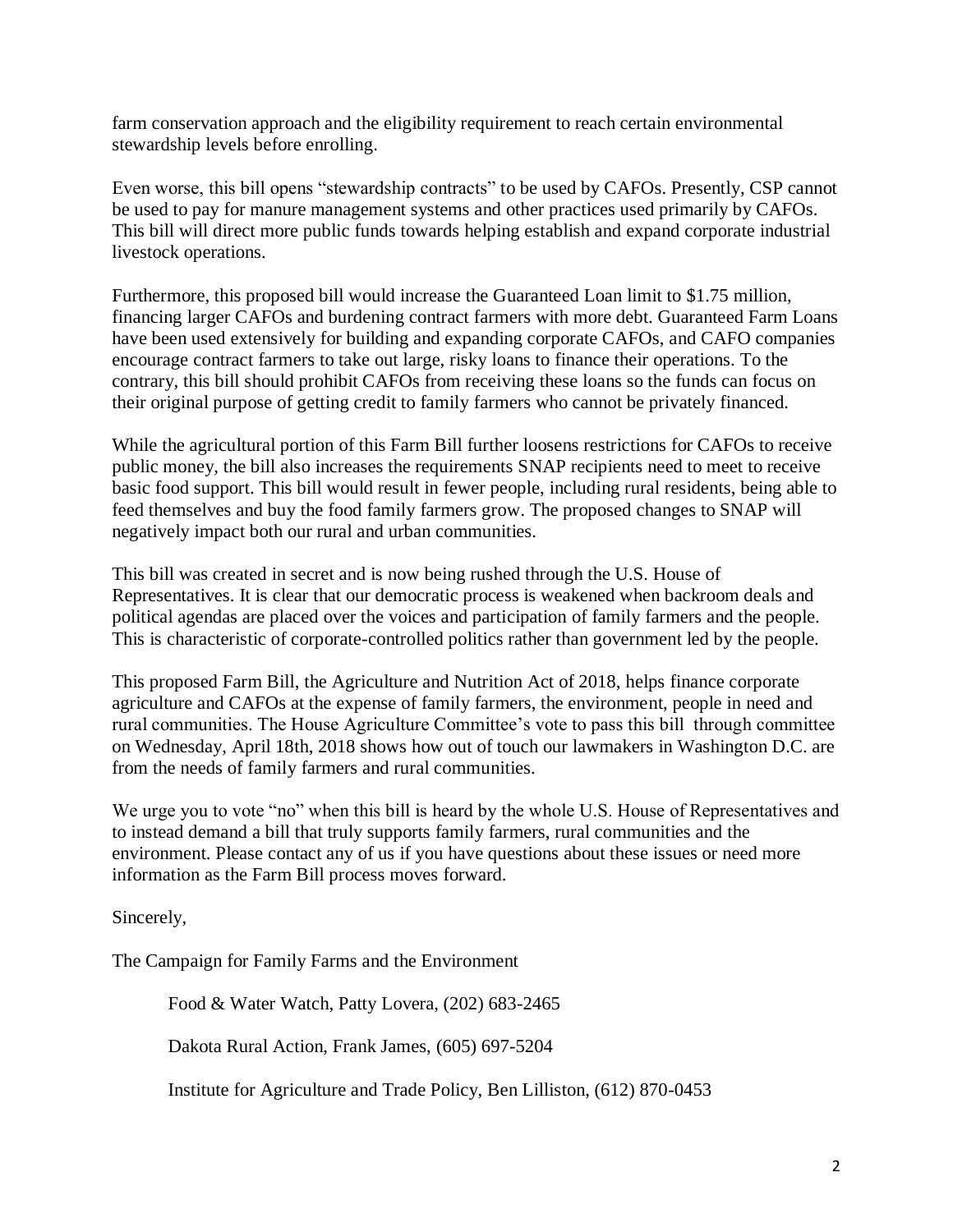farm conservation approach and the eligibility requirement to reach certain environmental stewardship levels before enrolling.

Even worse, this bill opens "stewardship contracts" to be used by CAFOs. Presently, CSP cannot be used to pay for manure management systems and other practices used primarily by CAFOs. This bill will direct more public funds towards helping establish and expand corporate industrial livestock operations.

Furthermore, this proposed bill would increase the Guaranteed Loan limit to $1.75 million, financing larger CAFOs and burdening contract farmers with more debt. Guaranteed Farm Loans have been used extensively for building and expanding corporate CAFOs, and CAFO companies encourage contract farmers to take out large, risky loans to finance their operations. To the contrary, this bill should prohibit CAFOs from receiving these loans so the funds can focus on their original purpose of getting credit to family farmers who cannot be privately financed.

While the agricultural portion of this Farm Bill further loosens restrictions for CAFOs to receive public money, the bill also increases the requirements SNAP recipients need to meet to receive basic food support. This bill would result in fewer people, including rural residents, being able to feed themselves and buy the food family farmers grow. The proposed changes to SNAP will negatively impact both our rural and urban communities.

This bill was created in secret and is now being rushed through the U.S. House of Representatives. It is clear that our democratic process is weakened when backroom deals and political agendas are placed over the voices and participation of family farmers and the people. This is characteristic of corporate-controlled politics rather than government led by the people.

This proposed Farm Bill, the Agriculture and Nutrition Act of 2018, helps finance corporate agriculture and CAFOs at the expense of family farmers, the environment, people in need and rural communities. The House Agriculture Committee's vote to pass this bill through committee on Wednesday, April 18th, 2018 shows how out of touch our lawmakers in Washington D.C. are from the needs of family farmers and rural communities.

We urge you to vote "no" when this bill is heard by the whole U.S. House of Representatives and to instead demand a bill that truly supports family farmers, rural communities and the environment. Please contact any of us if you have questions about these issues or need more information as the Farm Bill process moves forward.

Sincerely,

The Campaign for Family Farms and the Environment

Food & Water Watch, Patty Lovera, (202) 683-2465

Dakota Rural Action, Frank James, (605) 697-5204

Institute for Agriculture and Trade Policy, Ben Lilliston, (612) 870-0453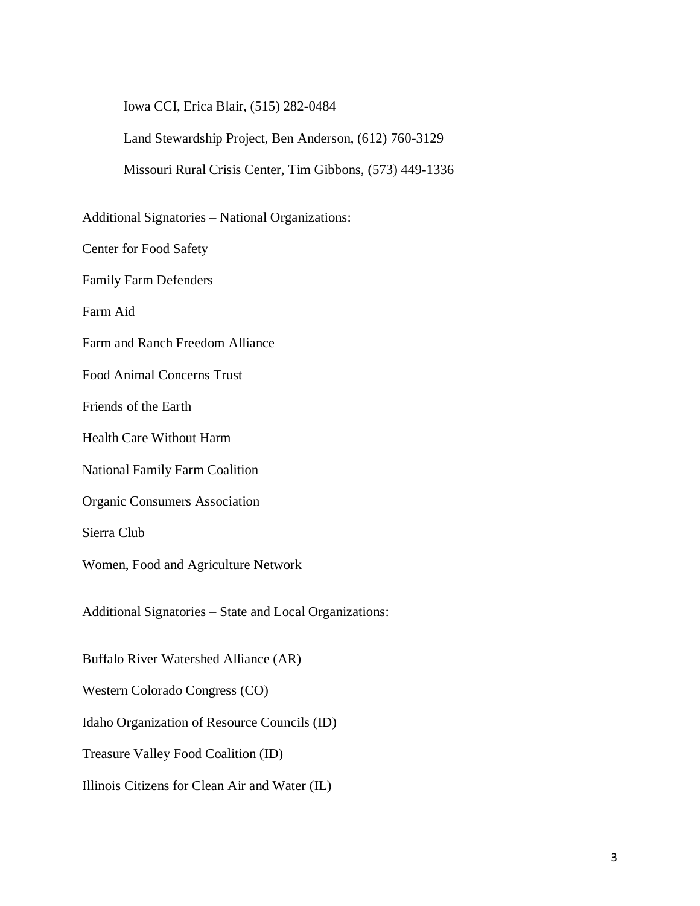Iowa CCI, Erica Blair, (515) 282-0484

Land Stewardship Project, Ben Anderson, (612) 760-3129

Missouri Rural Crisis Center, Tim Gibbons, (573) 449-1336

<u>Additional Signatories – National Organizations:</u>

Center for Food Safety

Family Farm Defenders

Farm Aid

Farm and Ranch Freedom Alliance

Food Animal Concerns Trust

Friends of the Earth

Health Care Without Harm

National Family Farm Coalition

Organic Consumers Association

Sierra Club

Women, Food and Agriculture Network

<u>Additional Signatories – State and Local Organizations:</u>

Buffalo River Watershed Alliance (AR)

Western Colorado Congress (CO)

Idaho Organization of Resource Councils (ID)

Treasure Valley Food Coalition (ID)

Illinois Citizens for Clean Air and Water (IL)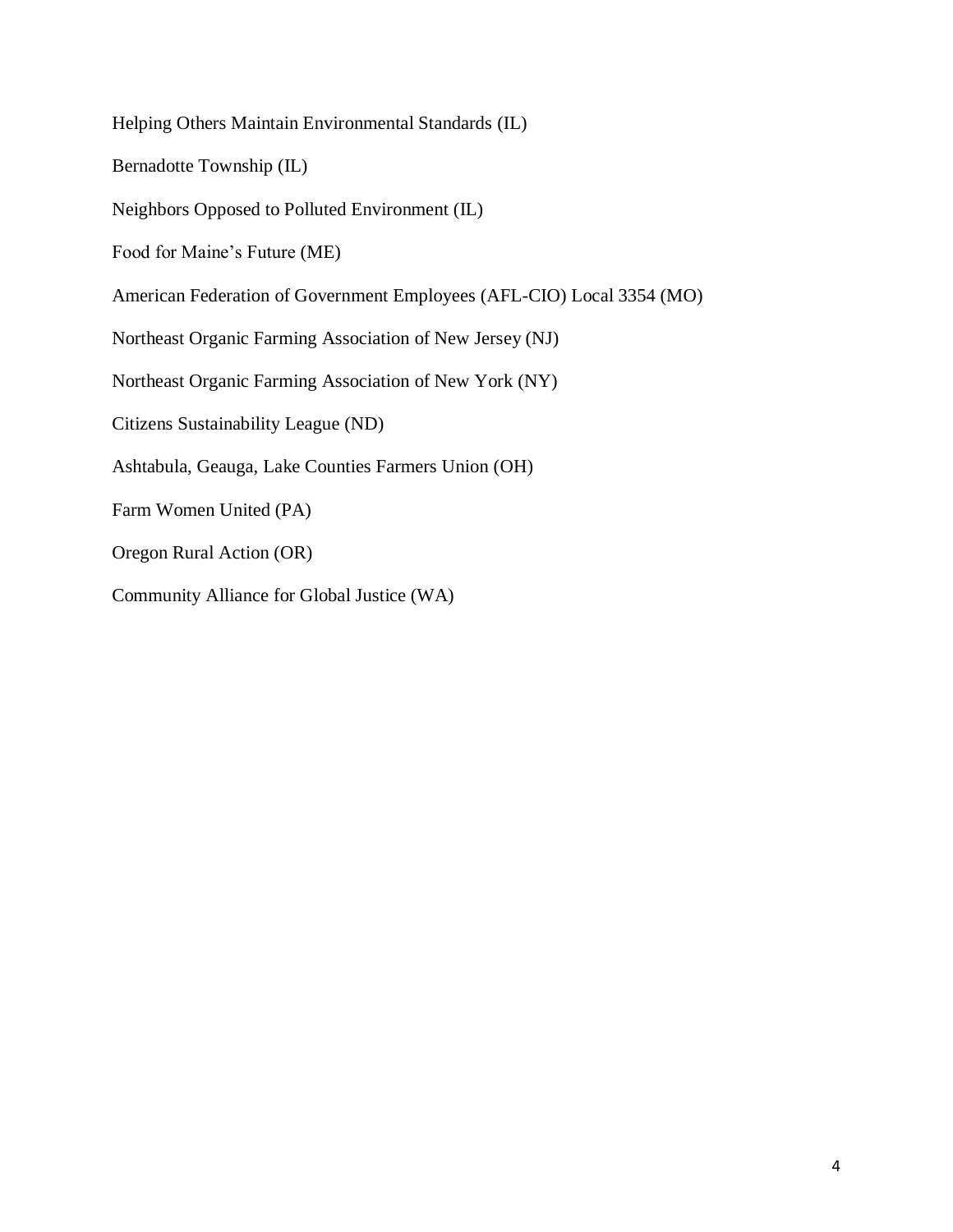Helping Others Maintain Environmental Standards (IL)

Bernadotte Township (IL)

Neighbors Opposed to Polluted Environment (IL)

Food for Maine's Future (ME)

American Federation of Government Employees (AFL-CIO) Local 3354 (MO)

Northeast Organic Farming Association of New Jersey (NJ)

Northeast Organic Farming Association of New York (NY)

Citizens Sustainability League (ND)

Ashtabula, Geauga, Lake Counties Farmers Union (OH)

Farm Women United (PA)

Oregon Rural Action (OR)

Community Alliance for Global Justice (WA)